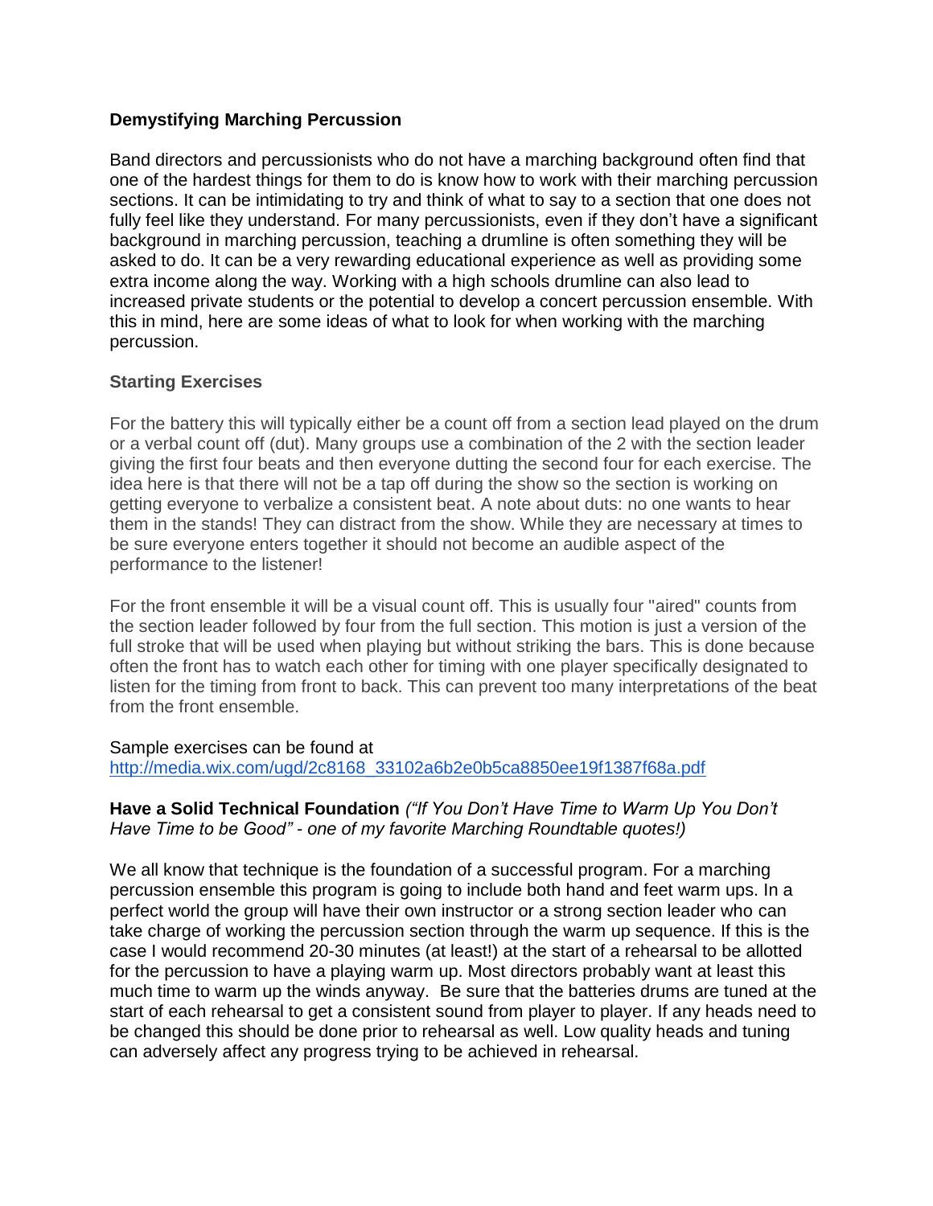# Demystifying Marching Percussion

Band directors and percussionists who do not have a marching background often find that one of the hardest things for them to do is know how to work with their marching percussion sections. It can be intimidating to try and think of what to say to a section that one does not fully feel like they understand. For many percussionists, even if they don't have a significant background in marching percussion, teaching a drumline is often something they will be asked to do. It can be a very rewarding educational experience as well as providing some extra income along the way. Working with a high schools drumline can also lead to increased private students or the potential to develop a concert percussion ensemble. With this in mind, here are some ideas of what to look for when working with the marching percussion.

## Starting Exercises

For the battery this will typically either be a count off from a section lead played on the drum or a verbal count off (dut). Many groups use a combination of the 2 with the section leader giving the first four beats and then everyone dutting the second four for each exercise. The idea here is that there will not be a tap off during the show so the section is working on getting everyone to verbalize a consistent beat. A note about duts: no one wants to hear them in the stands! They can distract from the show. While they are necessary at times to be sure everyone enters together it should not become an audible aspect of the performance to the listener!

For the front ensemble it will be a visual count off. This is usually four "aired" counts from the section leader followed by four from the full section. This motion is just a version of the full stroke that will be used when playing but without striking the bars. This is done because often the front has to watch each other for timing with one player specifically designated to listen for the timing from front to back. This can prevent too many interpretations of the beat from the front ensemble.

Sample exercises can be found at
http://media.wix.com/ugd/2c8168_33102a6b2e0b5ca8850ee19f1387f68a.pdf

**Have a Solid Technical Foundation** *("If You Don't Have Time to Warm Up You Don't Have Time to be Good" - one of my favorite Marching Roundtable quotes!)*

We all know that technique is the foundation of a successful program. For a marching percussion ensemble this program is going to include both hand and feet warm ups. In a perfect world the group will have their own instructor or a strong section leader who can take charge of working the percussion section through the warm up sequence. If this is the case I would recommend 20-30 minutes (at least!) at the start of a rehearsal to be allotted for the percussion to have a playing warm up. Most directors probably want at least this much time to warm up the winds anyway. Be sure that the batteries drums are tuned at the start of each rehearsal to get a consistent sound from player to player. If any heads need to be changed this should be done prior to rehearsal as well. Low quality heads and tuning can adversely affect any progress trying to be achieved in rehearsal.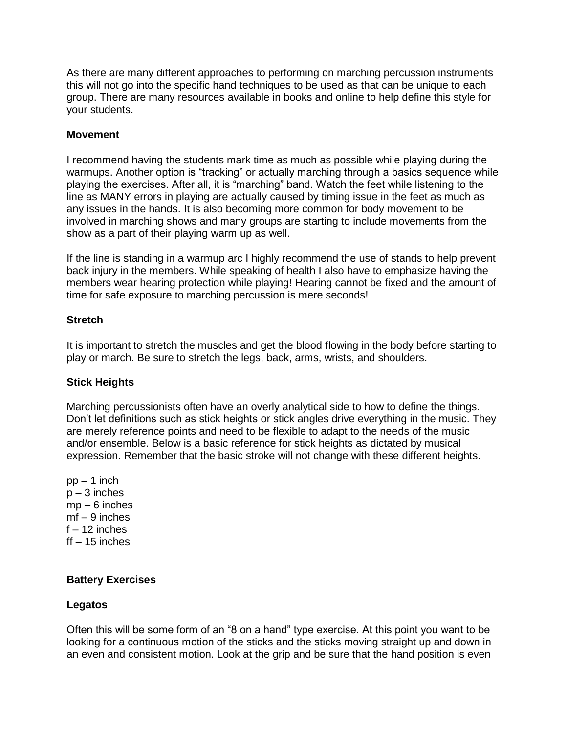As there are many different approaches to performing on marching percussion instruments this will not go into the specific hand techniques to be used as that can be unique to each group. There are many resources available in books and online to help define this style for your students.

**Movement**

I recommend having the students mark time as much as possible while playing during the warmups. Another option is "tracking" or actually marching through a basics sequence while playing the exercises. After all, it is "marching" band. Watch the feet while listening to the line as MANY errors in playing are actually caused by timing issue in the feet as much as any issues in the hands. It is also becoming more common for body movement to be involved in marching shows and many groups are starting to include movements from the show as a part of their playing warm up as well.

If the line is standing in a warmup arc I highly recommend the use of stands to help prevent back injury in the members. While speaking of health I also have to emphasize having the members wear hearing protection while playing! Hearing cannot be fixed and the amount of time for safe exposure to marching percussion is mere seconds!

**Stretch**

It is important to stretch the muscles and get the blood flowing in the body before starting to play or march. Be sure to stretch the legs, back, arms, wrists, and shoulders.

**Stick Heights**

Marching percussionists often have an overly analytical side to how to define the things. Don't let definitions such as stick heights or stick angles drive everything in the music. They are merely reference points and need to be flexible to adapt to the needs of the music and/or ensemble. Below is a basic reference for stick heights as dictated by musical expression. Remember that the basic stroke will not change with these different heights.

pp – 1 inch
p – 3 inches
mp – 6 inches
mf – 9 inches
f – 12 inches
ff – 15 inches

**Battery Exercises**

**Legatos**

Often this will be some form of an "8 on a hand" type exercise. At this point you want to be looking for a continuous motion of the sticks and the sticks moving straight up and down in an even and consistent motion. Look at the grip and be sure that the hand position is even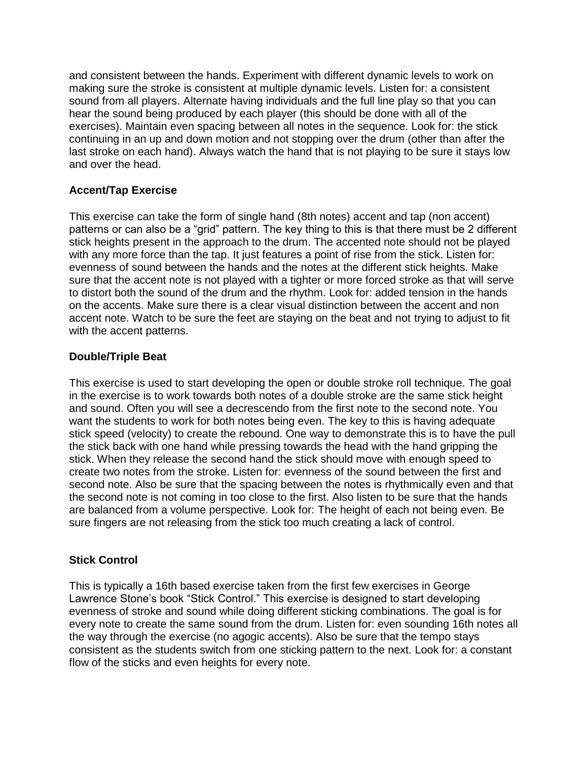and consistent between the hands. Experiment with different dynamic levels to work on making sure the stroke is consistent at multiple dynamic levels. Listen for: a consistent sound from all players. Alternate having individuals and the full line play so that you can hear the sound being produced by each player (this should be done with all of the exercises). Maintain even spacing between all notes in the sequence. Look for: the stick continuing in an up and down motion and not stopping over the drum (other than after the last stroke on each hand). Always watch the hand that is not playing to be sure it stays low and over the head.

**Accent/Tap Exercise**

This exercise can take the form of single hand (8th notes) accent and tap (non accent) patterns or can also be a "grid" pattern. The key thing to this is that there must be 2 different stick heights present in the approach to the drum. The accented note should not be played with any more force than the tap. It just features a point of rise from the stick. Listen for: evenness of sound between the hands and the notes at the different stick heights. Make sure that the accent note is not played with a tighter or more forced stroke as that will serve to distort both the sound of the drum and the rhythm. Look for: added tension in the hands on the accents. Make sure there is a clear visual distinction between the accent and non accent note. Watch to be sure the feet are staying on the beat and not trying to adjust to fit with the accent patterns.

**Double/Triple Beat**

This exercise is used to start developing the open or double stroke roll technique. The goal in the exercise is to work towards both notes of a double stroke are the same stick height and sound. Often you will see a decrescendo from the first note to the second note. You want the students to work for both notes being even. The key to this is having adequate stick speed (velocity) to create the rebound. One way to demonstrate this is to have the pull the stick back with one hand while pressing towards the head with the hand gripping the stick. When they release the second hand the stick should move with enough speed to create two notes from the stroke. Listen for: evenness of the sound between the first and second note. Also be sure that the spacing between the notes is rhythmically even and that the second note is not coming in too close to the first. Also listen to be sure that the hands are balanced from a volume perspective. Look for: The height of each not being even. Be sure fingers are not releasing from the stick too much creating a lack of control.

**Stick Control**

This is typically a 16th based exercise taken from the first few exercises in George Lawrence Stone's book "Stick Control." This exercise is designed to start developing evenness of stroke and sound while doing different sticking combinations. The goal is for every note to create the same sound from the drum. Listen for: even sounding 16th notes all the way through the exercise (no agogic accents). Also be sure that the tempo stays consistent as the students switch from one sticking pattern to the next. Look for: a constant flow of the sticks and even heights for every note.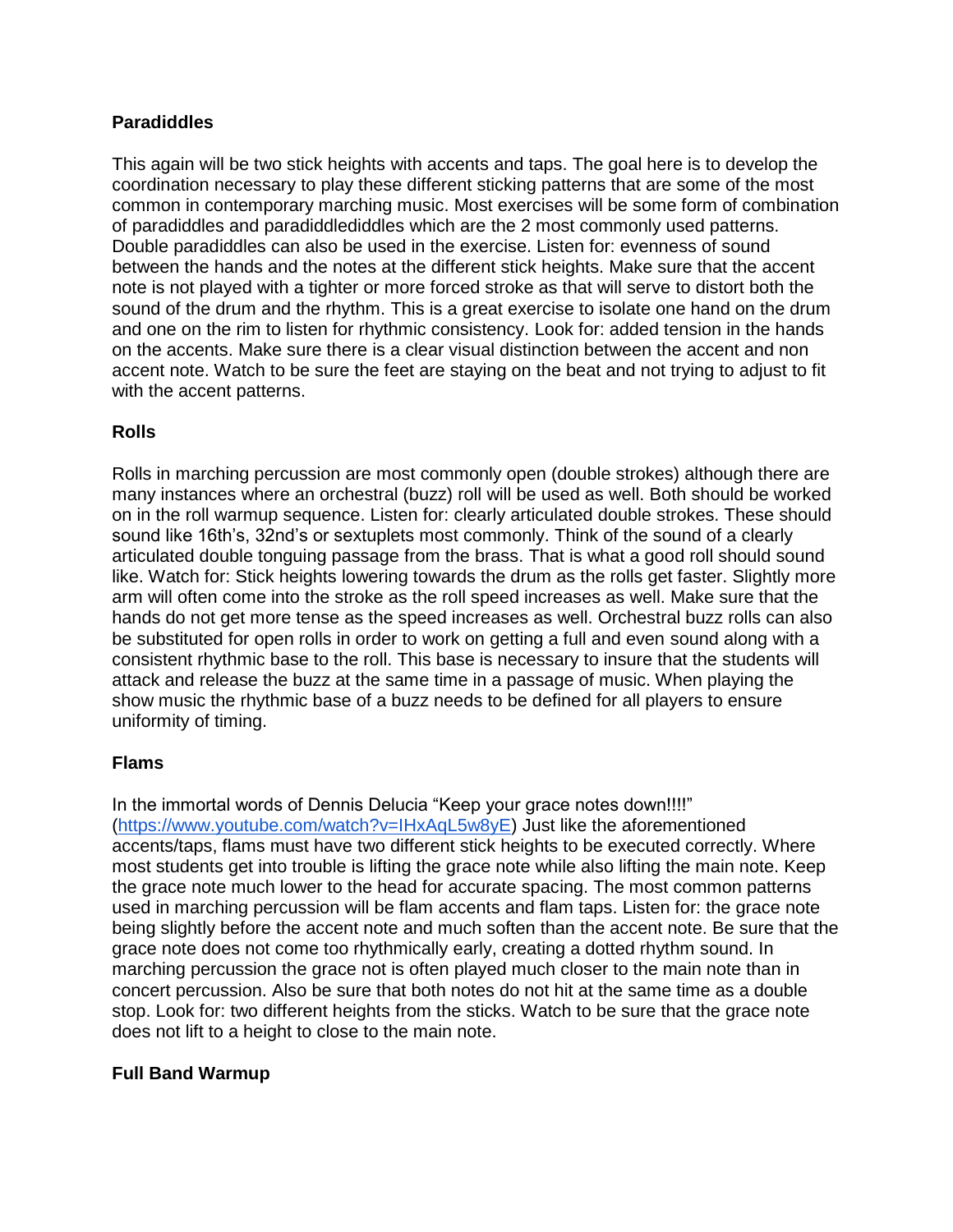**Paradiddles**

This again will be two stick heights with accents and taps. The goal here is to develop the coordination necessary to play these different sticking patterns that are some of the most common in contemporary marching music. Most exercises will be some form of combination of paradiddles and paradiddlediddles which are the 2 most commonly used patterns. Double paradiddles can also be used in the exercise. Listen for: evenness of sound between the hands and the notes at the different stick heights. Make sure that the accent note is not played with a tighter or more forced stroke as that will serve to distort both the sound of the drum and the rhythm. This is a great exercise to isolate one hand on the drum and one on the rim to listen for rhythmic consistency. Look for: added tension in the hands on the accents. Make sure there is a clear visual distinction between the accent and non accent note. Watch to be sure the feet are staying on the beat and not trying to adjust to fit with the accent patterns.

**Rolls**

Rolls in marching percussion are most commonly open (double strokes) although there are many instances where an orchestral (buzz) roll will be used as well. Both should be worked on in the roll warmup sequence. Listen for: clearly articulated double strokes. These should sound like 16th's, 32nd's or sextuplets most commonly. Think of the sound of a clearly articulated double tonguing passage from the brass. That is what a good roll should sound like. Watch for: Stick heights lowering towards the drum as the rolls get faster. Slightly more arm will often come into the stroke as the roll speed increases as well. Make sure that the hands do not get more tense as the speed increases as well. Orchestral buzz rolls can also be substituted for open rolls in order to work on getting a full and even sound along with a consistent rhythmic base to the roll. This base is necessary to insure that the students will attack and release the buzz at the same time in a passage of music. When playing the show music the rhythmic base of a buzz needs to be defined for all players to ensure uniformity of timing.

**Flams**

In the immortal words of Dennis Delucia "Keep your grace notes down!!!!" (https://www.youtube.com/watch?v=IHxAqL5w8yE) Just like the aforementioned accents/taps, flams must have two different stick heights to be executed correctly. Where most students get into trouble is lifting the grace note while also lifting the main note. Keep the grace note much lower to the head for accurate spacing. The most common patterns used in marching percussion will be flam accents and flam taps. Listen for: the grace note being slightly before the accent note and much soften than the accent note. Be sure that the grace note does not come too rhythmically early, creating a dotted rhythm sound. In marching percussion the grace not is often played much closer to the main note than in concert percussion. Also be sure that both notes do not hit at the same time as a double stop. Look for: two different heights from the sticks. Watch to be sure that the grace note does not lift to a height to close to the main note.

**Full Band Warmup**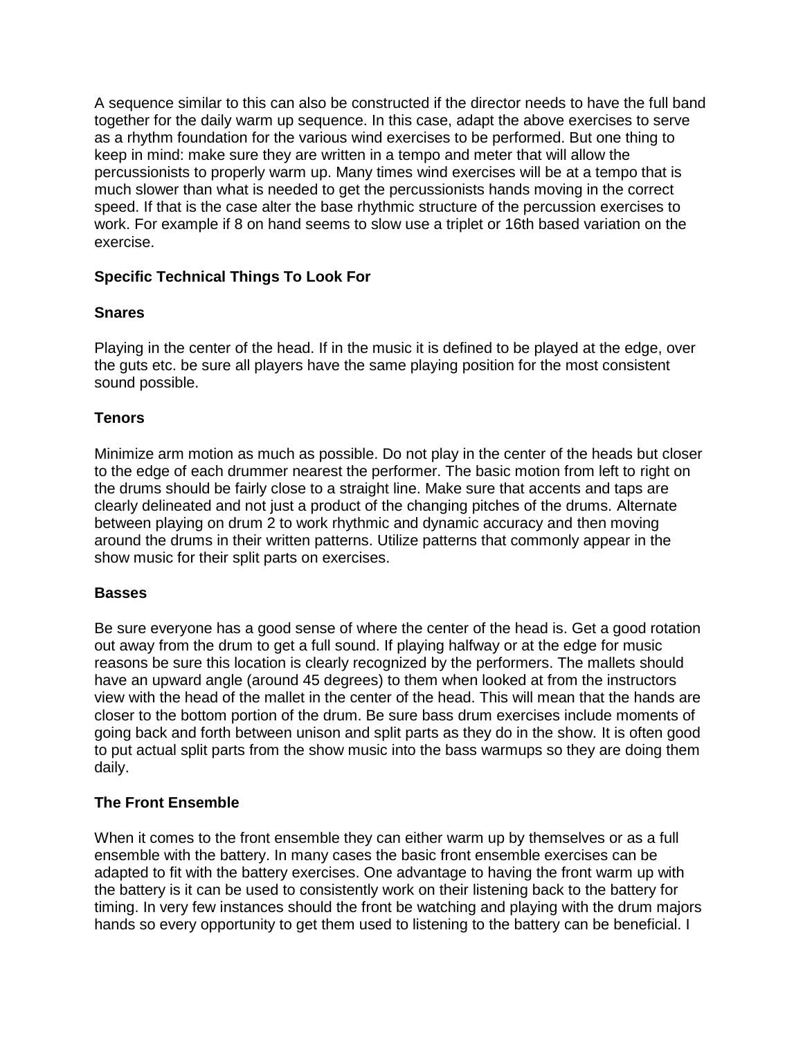A sequence similar to this can also be constructed if the director needs to have the full band together for the daily warm up sequence. In this case, adapt the above exercises to serve as a rhythm foundation for the various wind exercises to be performed. But one thing to keep in mind: make sure they are written in a tempo and meter that will allow the percussionists to properly warm up. Many times wind exercises will be at a tempo that is much slower than what is needed to get the percussionists hands moving in the correct speed. If that is the case alter the base rhythmic structure of the percussion exercises to work. For example if 8 on hand seems to slow use a triplet or 16th based variation on the exercise.

**Specific Technical Things To Look For**

**Snares**

Playing in the center of the head. If in the music it is defined to be played at the edge, over the guts etc. be sure all players have the same playing position for the most consistent sound possible.

**Tenors**

Minimize arm motion as much as possible. Do not play in the center of the heads but closer to the edge of each drummer nearest the performer. The basic motion from left to right on the drums should be fairly close to a straight line. Make sure that accents and taps are clearly delineated and not just a product of the changing pitches of the drums. Alternate between playing on drum 2 to work rhythmic and dynamic accuracy and then moving around the drums in their written patterns. Utilize patterns that commonly appear in the show music for their split parts on exercises.

**Basses**

Be sure everyone has a good sense of where the center of the head is. Get a good rotation out away from the drum to get a full sound. If playing halfway or at the edge for music reasons be sure this location is clearly recognized by the performers. The mallets should have an upward angle (around 45 degrees) to them when looked at from the instructors view with the head of the mallet in the center of the head. This will mean that the hands are closer to the bottom portion of the drum. Be sure bass drum exercises include moments of going back and forth between unison and split parts as they do in the show. It is often good to put actual split parts from the show music into the bass warmups so they are doing them daily.

**The Front Ensemble**

When it comes to the front ensemble they can either warm up by themselves or as a full ensemble with the battery. In many cases the basic front ensemble exercises can be adapted to fit with the battery exercises. One advantage to having the front warm up with the battery is it can be used to consistently work on their listening back to the battery for timing. In very few instances should the front be watching and playing with the drum majors hands so every opportunity to get them used to listening to the battery can be beneficial. I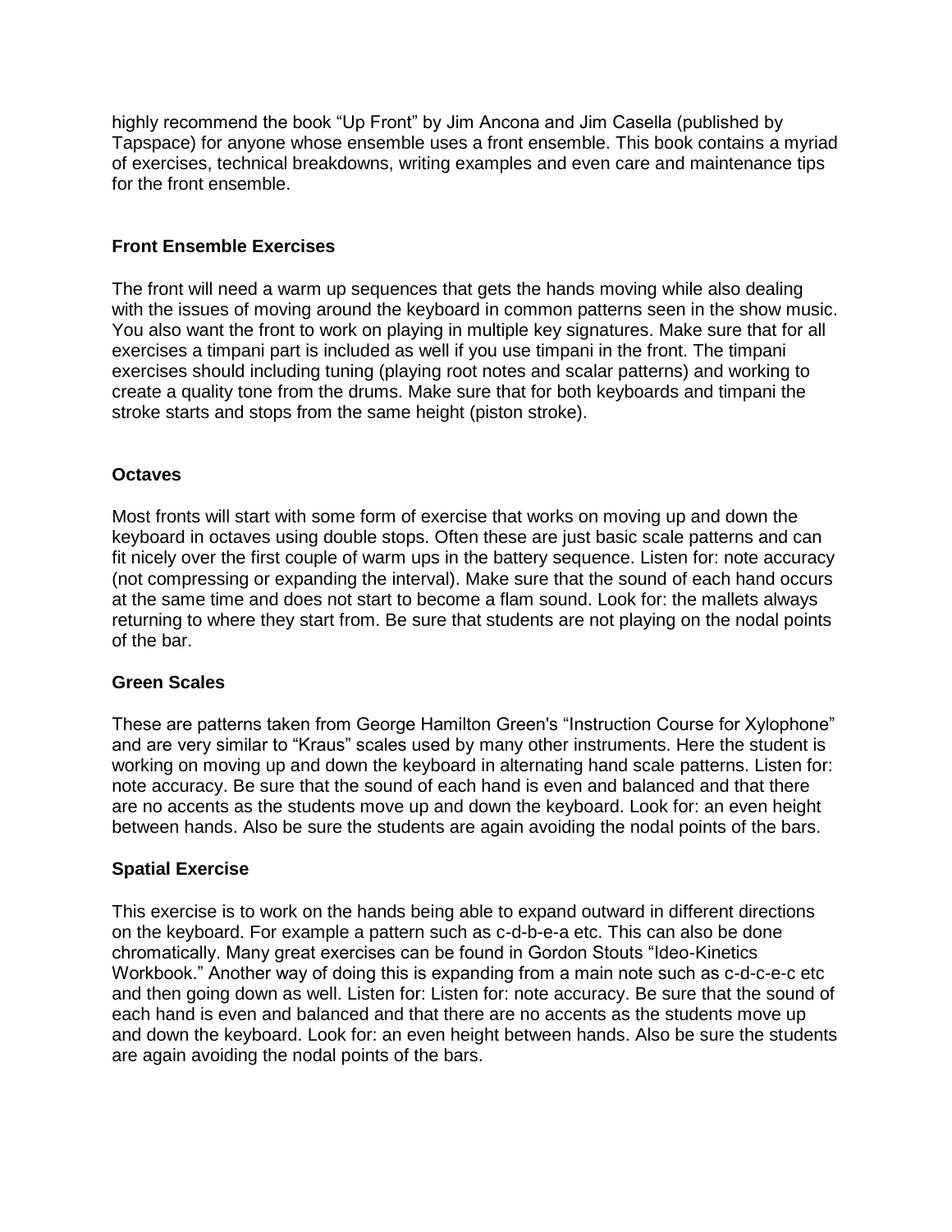highly recommend the book “Up Front” by Jim Ancona and Jim Casella (published by Tapspace) for anyone whose ensemble uses a front ensemble. This book contains a myriad of exercises, technical breakdowns, writing examples and even care and maintenance tips for the front ensemble.

### Front Ensemble Exercises

The front will need a warm up sequences that gets the hands moving while also dealing with the issues of moving around the keyboard in common patterns seen in the show music. You also want the front to work on playing in multiple key signatures. Make sure that for all exercises a timpani part is included as well if you use timpani in the front. The timpani exercises should including tuning (playing root notes and scalar patterns) and working to create a quality tone from the drums. Make sure that for both keyboards and timpani the stroke starts and stops from the same height (piston stroke).

### Octaves

Most fronts will start with some form of exercise that works on moving up and down the keyboard in octaves using double stops. Often these are just basic scale patterns and can fit nicely over the first couple of warm ups in the battery sequence. Listen for: note accuracy (not compressing or expanding the interval). Make sure that the sound of each hand occurs at the same time and does not start to become a flam sound. Look for: the mallets always returning to where they start from. Be sure that students are not playing on the nodal points of the bar.

### Green Scales

These are patterns taken from George Hamilton Green's “Instruction Course for Xylophone” and are very similar to “Kraus” scales used by many other instruments. Here the student is working on moving up and down the keyboard in alternating hand scale patterns. Listen for: note accuracy. Be sure that the sound of each hand is even and balanced and that there are no accents as the students move up and down the keyboard. Look for: an even height between hands. Also be sure the students are again avoiding the nodal points of the bars.

### Spatial Exercise

This exercise is to work on the hands being able to expand outward in different directions on the keyboard. For example a pattern such as c-d-b-e-a etc. This can also be done chromatically. Many great exercises can be found in Gordon Stouts “Ideo-Kinetics Workbook.” Another way of doing this is expanding from a main note such as c-d-c-e-c etc and then going down as well. Listen for: Listen for: note accuracy. Be sure that the sound of each hand is even and balanced and that there are no accents as the students move up and down the keyboard. Look for: an even height between hands. Also be sure the students are again avoiding the nodal points of the bars.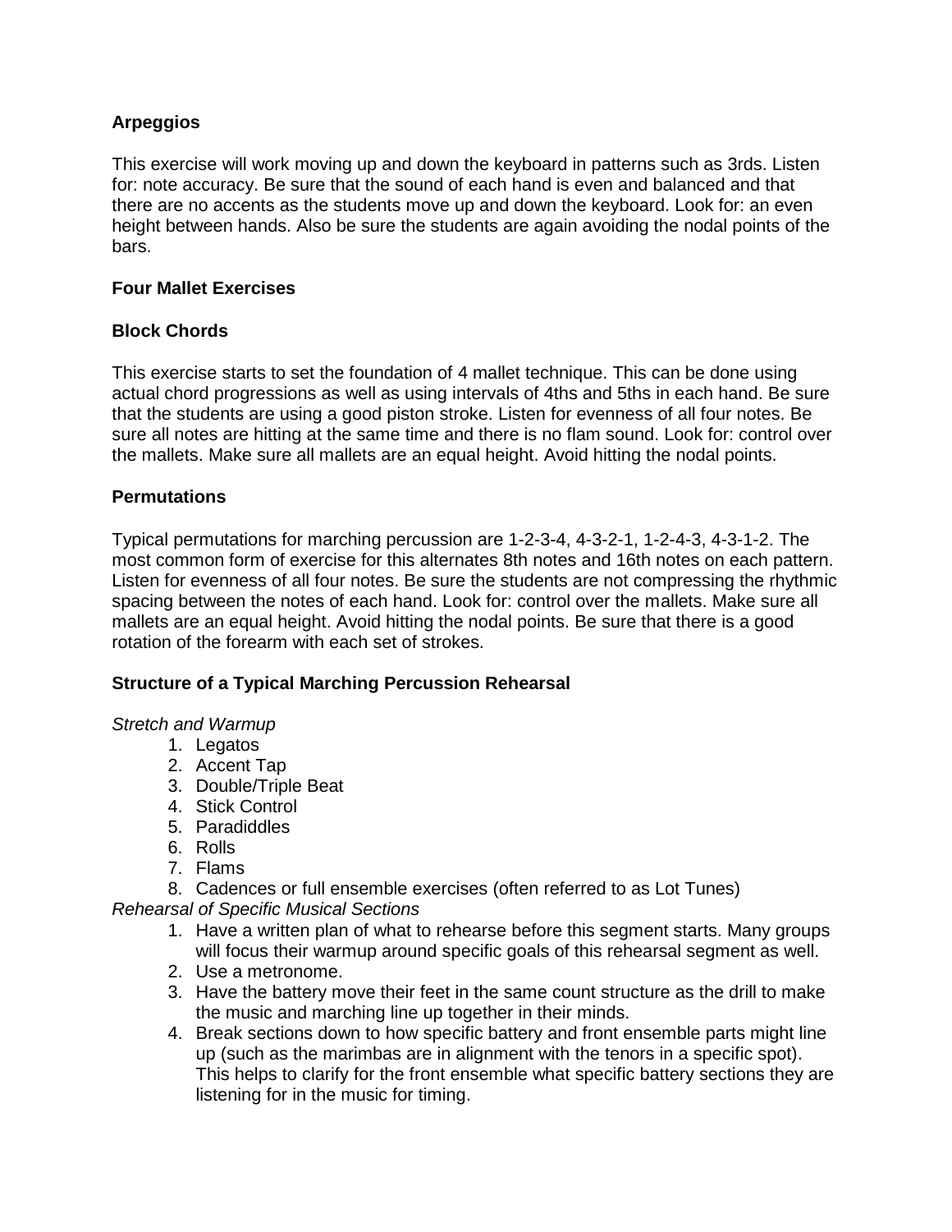### Arpeggios

This exercise will work moving up and down the keyboard in patterns such as 3rds. Listen for: note accuracy. Be sure that the sound of each hand is even and balanced and that there are no accents as the students move up and down the keyboard. Look for: an even height between hands. Also be sure the students are again avoiding the nodal points of the bars.

### Four Mallet Exercises

### Block Chords

This exercise starts to set the foundation of 4 mallet technique. This can be done using actual chord progressions as well as using intervals of 4ths and 5ths in each hand. Be sure that the students are using a good piston stroke. Listen for evenness of all four notes. Be sure all notes are hitting at the same time and there is no flam sound. Look for: control over the mallets. Make sure all mallets are an equal height. Avoid hitting the nodal points.

### Permutations

Typical permutations for marching percussion are 1-2-3-4, 4-3-2-1, 1-2-4-3, 4-3-1-2. The most common form of exercise for this alternates 8th notes and 16th notes on each pattern. Listen for evenness of all four notes. Be sure the students are not compressing the rhythmic spacing between the notes of each hand. Look for: control over the mallets. Make sure all mallets are an equal height. Avoid hitting the nodal points. Be sure that there is a good rotation of the forearm with each set of strokes.

### Structure of a Typical Marching Percussion Rehearsal

*Stretch and Warmup*

1. Legatos
2. Accent Tap
3. Double/Triple Beat
4. Stick Control
5. Paradiddles
6. Rolls
7. Flams
8. Cadences or full ensemble exercises (often referred to as Lot Tunes)

*Rehearsal of Specific Musical Sections*

1. Have a written plan of what to rehearse before this segment starts. Many groups will focus their warmup around specific goals of this rehearsal segment as well.
2. Use a metronome.
3. Have the battery move their feet in the same count structure as the drill to make the music and marching line up together in their minds.
4. Break sections down to how specific battery and front ensemble parts might line up (such as the marimbas are in alignment with the tenors in a specific spot). This helps to clarify for the front ensemble what specific battery sections they are listening for in the music for timing.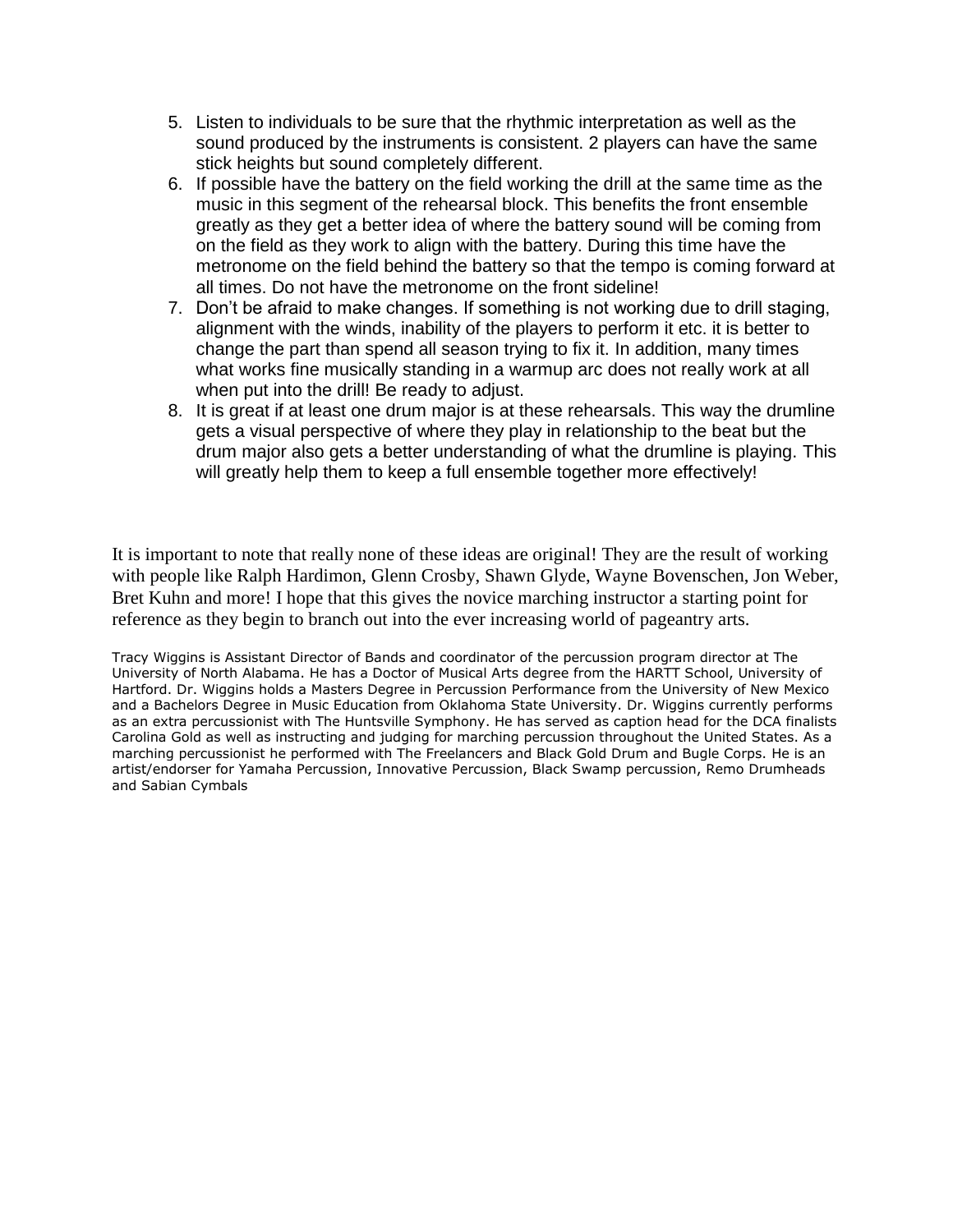5. Listen to individuals to be sure that the rhythmic interpretation as well as the sound produced by the instruments is consistent. 2 players can have the same stick heights but sound completely different.
6. If possible have the battery on the field working the drill at the same time as the music in this segment of the rehearsal block. This benefits the front ensemble greatly as they get a better idea of where the battery sound will be coming from on the field as they work to align with the battery. During this time have the metronome on the field behind the battery so that the tempo is coming forward at all times. Do not have the metronome on the front sideline!
7. Don't be afraid to make changes. If something is not working due to drill staging, alignment with the winds, inability of the players to perform it etc. it is better to change the part than spend all season trying to fix it. In addition, many times what works fine musically standing in a warmup arc does not really work at all when put into the drill! Be ready to adjust.
8. It is great if at least one drum major is at these rehearsals. This way the drumline gets a visual perspective of where they play in relationship to the beat but the drum major also gets a better understanding of what the drumline is playing. This will greatly help them to keep a full ensemble together more effectively!

It is important to note that really none of these ideas are original! They are the result of working with people like Ralph Hardimon, Glenn Crosby, Shawn Glyde, Wayne Bovenschen, Jon Weber, Bret Kuhn and more! I hope that this gives the novice marching instructor a starting point for reference as they begin to branch out into the ever increasing world of pageantry arts.

Tracy Wiggins is Assistant Director of Bands and coordinator of the percussion program director at The University of North Alabama. He has a Doctor of Musical Arts degree from the HARTT School, University of Hartford. Dr. Wiggins holds a Masters Degree in Percussion Performance from the University of New Mexico and a Bachelors Degree in Music Education from Oklahoma State University. Dr. Wiggins currently performs as an extra percussionist with The Huntsville Symphony. He has served as caption head for the DCA finalists Carolina Gold as well as instructing and judging for marching percussion throughout the United States. As a marching percussionist he performed with The Freelancers and Black Gold Drum and Bugle Corps. He is an artist/endorser for Yamaha Percussion, Innovative Percussion, Black Swamp percussion, Remo Drumheads and Sabian Cymbals